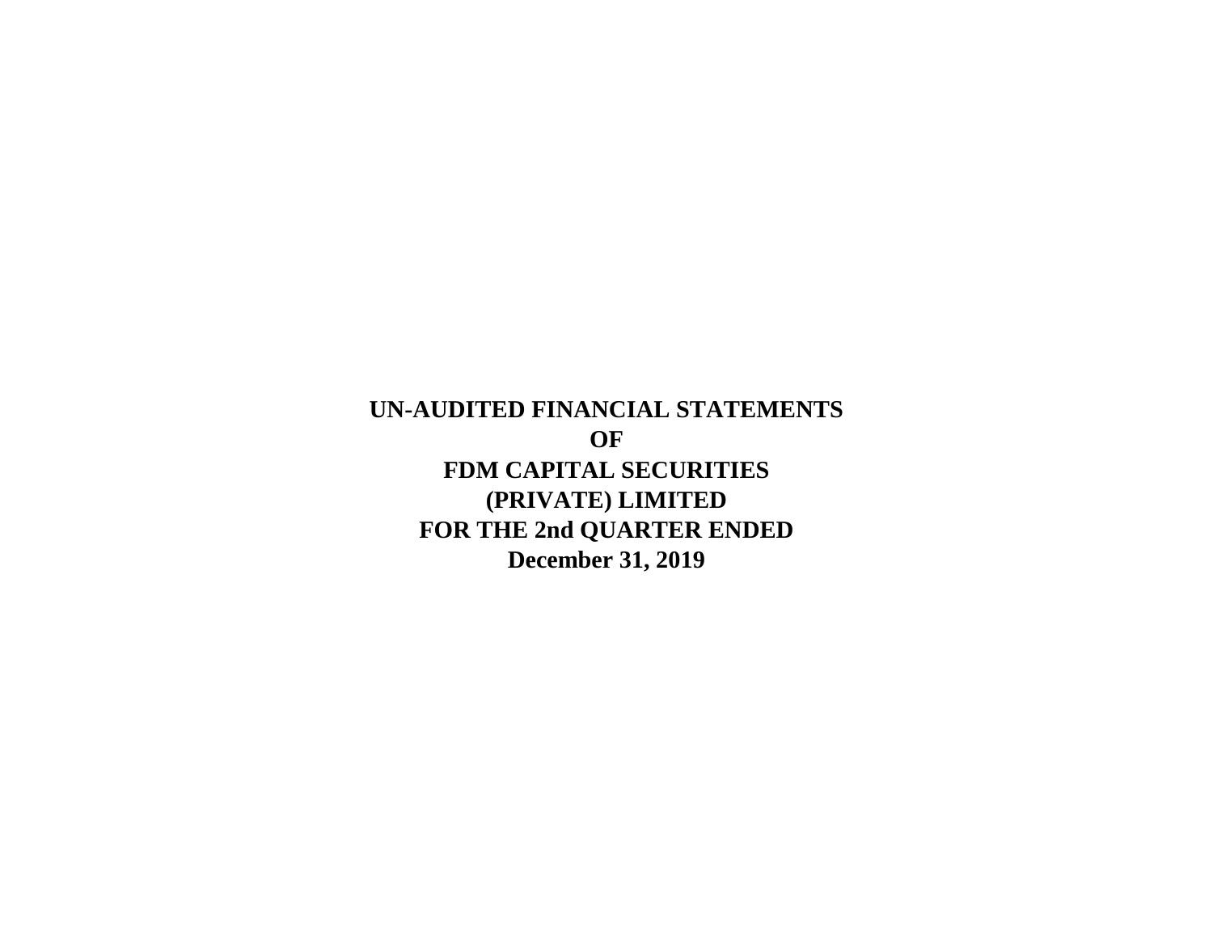**UN-AUDITED FINANCIAL STATEMENTS**
**OF**
**FDM CAPITAL SECURITIES**
**(PRIVATE) LIMITED**
**FOR THE 2nd QUARTER ENDED**
**December 31, 2019**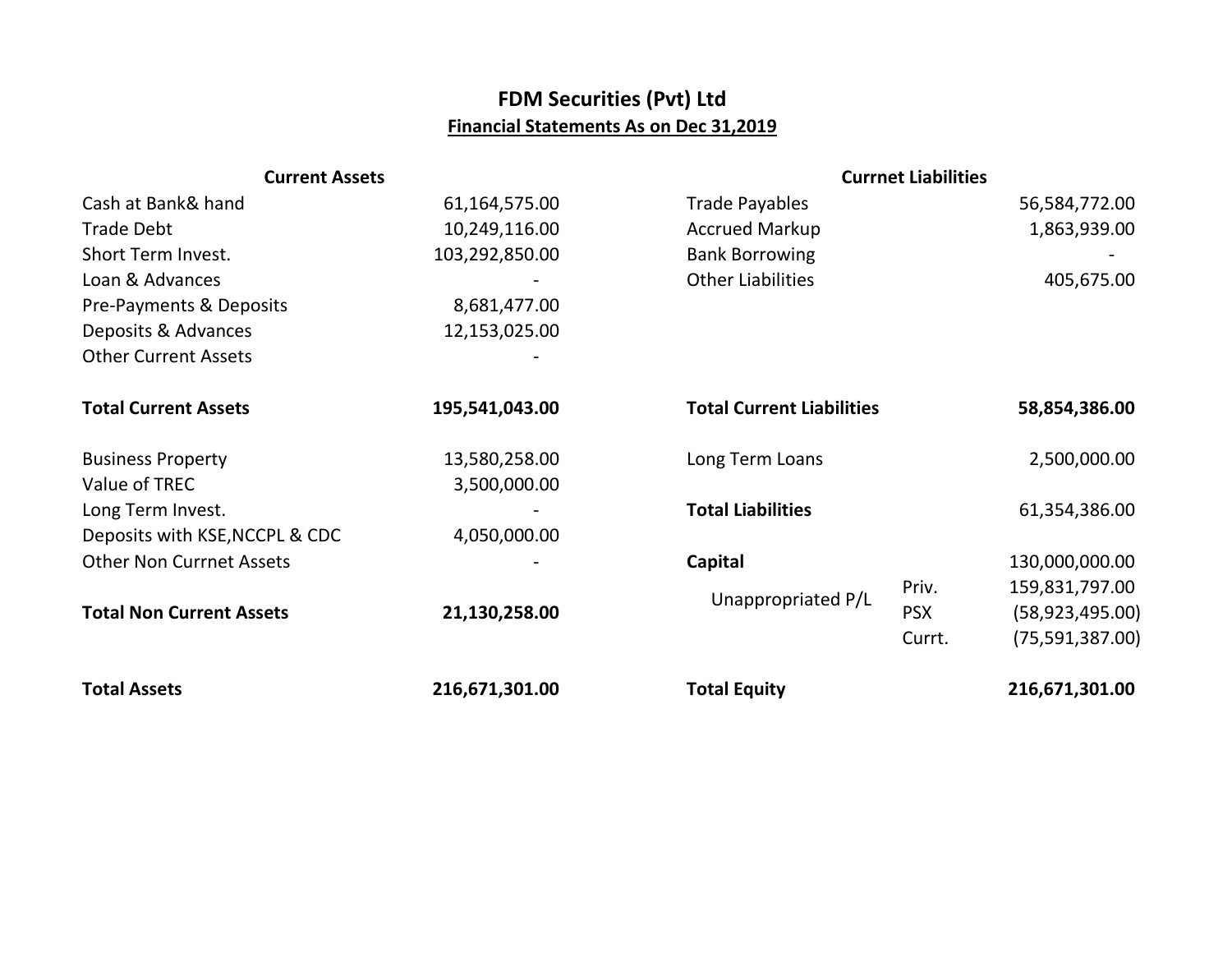# FDM Securities (Pvt) Ltd

## Financial Statements As on Dec 31,2019

| Current Assets | | Currnet Liabilities | | |
|---|---|---|---|---|
| Cash at Bank& hand | 61,164,575.00 | Trade Payables | | 56,584,772.00 |
| Trade Debt | 10,249,116.00 | Accrued Markup | | 1,863,939.00 |
| Short Term Invest. | 103,292,850.00 | Bank Borrowing | | - |
| Loan & Advances | - | Other Liabilities | | 405,675.00 |
| Pre-Payments & Deposits | 8,681,477.00 | | | |
| Deposits & Advances | 12,153,025.00 | | | |
| Other Current Assets | - | | | |
| **Total Current Assets** | **195,541,043.00** | **Total Current Liabilities** | | **58,854,386.00** |
| Business Property | 13,580,258.00 | Long Term Loans | | 2,500,000.00 |
| Value of TREC | 3,500,000.00 | | | |
| Long Term Invest. | - | **Total Liabilities** | | 61,354,386.00 |
| Deposits with KSE,NCCPL & CDC | 4,050,000.00 | | | |
| Other Non Currnet Assets | - | **Capital** | | 130,000,000.00 |
| | | Unappropriated P/L | Priv. | 159,831,797.00 |
| **Total Non Current Assets** | **21,130,258.00** | | PSX | (58,923,495.00) |
| | | | Currt. | (75,591,387.00) |
| **Total Assets** | **216,671,301.00** | **Total Equity** | | **216,671,301.00** |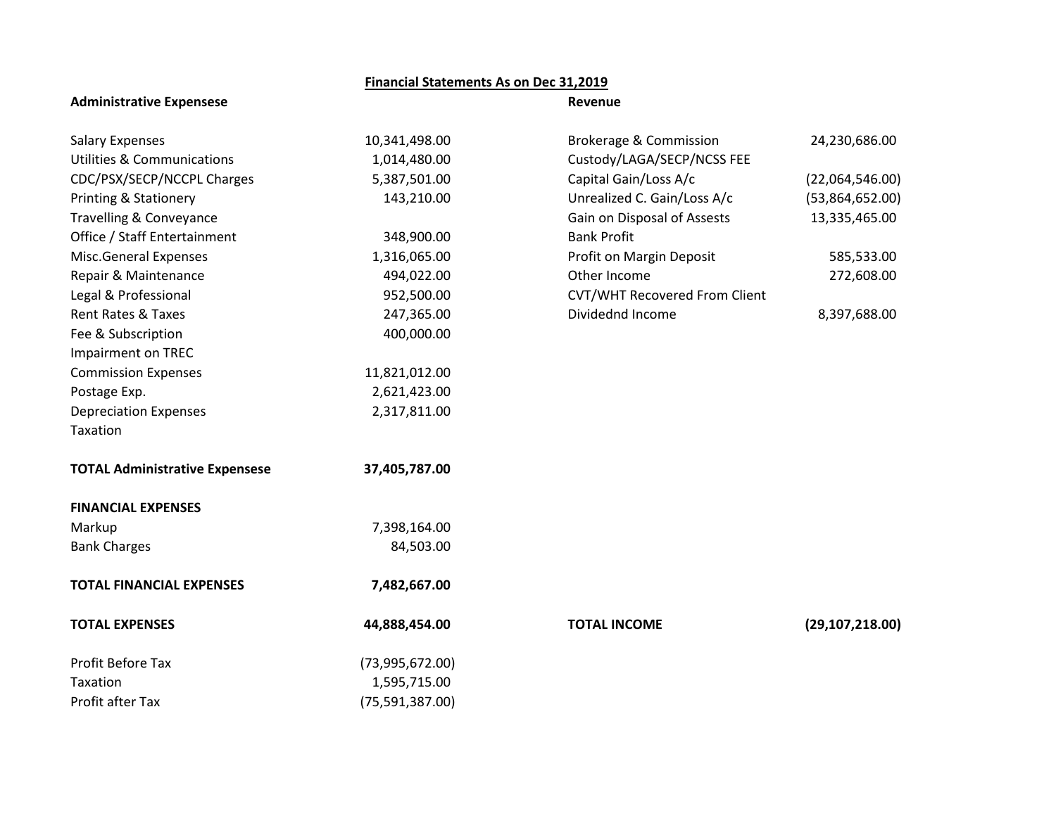## Financial Statements As on Dec 31,2019

| | | | |
|---|---|---|---|
| **Administrative Expensese** | | **Revenue** | |
| Salary Expenses | 10,341,498.00 | Brokerage & Commission | 24,230,686.00 |
| Utilities & Communications | 1,014,480.00 | Custody/LAGA/SECP/NCSS FEE | |
| CDC/PSX/SECP/NCCPL Charges | 5,387,501.00 | Capital Gain/Loss A/c | (22,064,546.00) |
| Printing & Stationery | 143,210.00 | Unrealized C. Gain/Loss A/c | (53,864,652.00) |
| Travelling & Conveyance | | Gain on Disposal of Assests | 13,335,465.00 |
| Office / Staff Entertainment | 348,900.00 | Bank Profit | |
| Misc.General Expenses | 1,316,065.00 | Profit on Margin Deposit | 585,533.00 |
| Repair & Maintenance | 494,022.00 | Other Income | 272,608.00 |
| Legal & Professional | 952,500.00 | CVT/WHT Recovered From Client | |
| Rent Rates & Taxes | 247,365.00 | Dividednd Income | 8,397,688.00 |
| Fee & Subscription | 400,000.00 | | |
| Impairment on TREC | | | |
| Commission Expenses | 11,821,012.00 | | |
| Postage Exp. | 2,621,423.00 | | |
| Depreciation Expenses | 2,317,811.00 | | |
| Taxation | | | |
| **TOTAL Administrative Expensese** | **37,405,787.00** | | |
| **FINANCIAL EXPENSES** | | | |
| Markup | 7,398,164.00 | | |
| Bank Charges | 84,503.00 | | |
| **TOTAL FINANCIAL EXPENSES** | **7,482,667.00** | | |
| **TOTAL EXPENSES** | **44,888,454.00** | **TOTAL INCOME** | **(29,107,218.00)** |
| Profit Before Tax | (73,995,672.00) | | |
| Taxation | 1,595,715.00 | | |
| Profit after Tax | (75,591,387.00) | | |